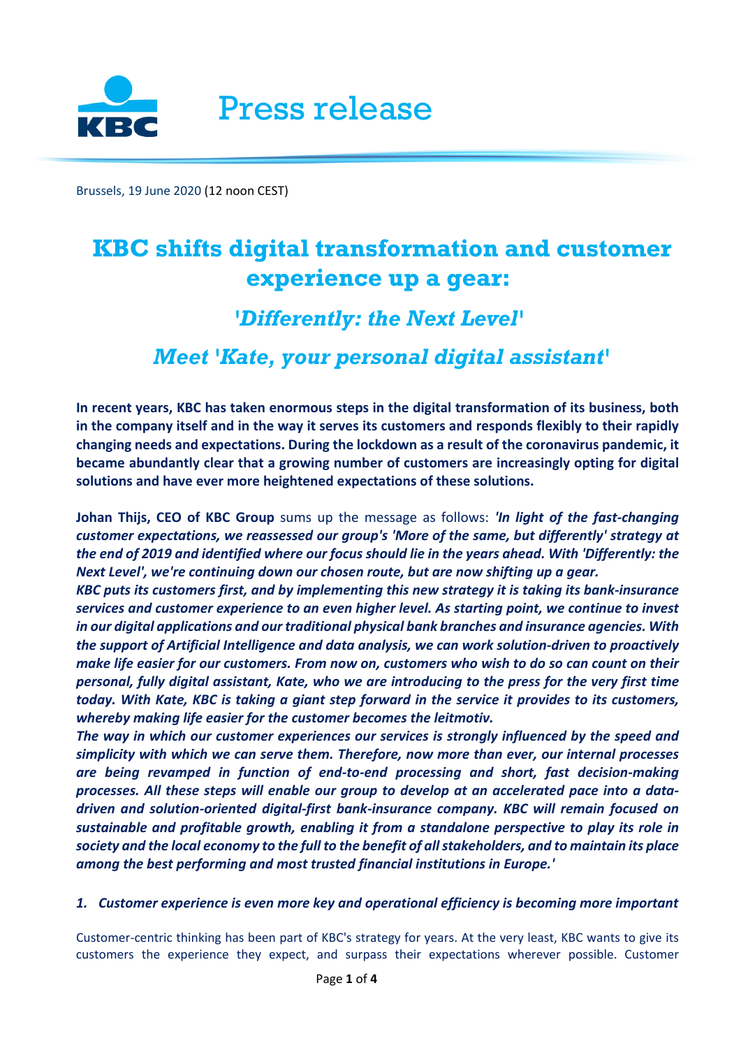Press release

Brussels, 19 June 2020 (12 noon CEST)

# KBC shifts digital transformation and customer experience up a gear:

## '*Differently: the Next Level*'

## *Meet 'Kate, your personal digital assistant'*

**In recent years, KBC has taken enormous steps in the digital transformation of its business, both in the company itself and in the way it serves its customers and responds flexibly to their rapidly changing needs and expectations. During the lockdown as a result of the coronavirus pandemic, it became abundantly clear that a growing number of customers are increasingly opting for digital solutions and have ever more heightened expectations of these solutions.**

**Johan Thijs, CEO of KBC Group** sums up the message as follows: ***'In light of the fast-changing customer expectations, we reassessed our group's 'More of the same, but differently' strategy at the end of 2019 and identified where our focus should lie in the years ahead. With 'Differently: the Next Level', we're continuing down our chosen route, but are now shifting up a gear.***
***KBC puts its customers first, and by implementing this new strategy it is taking its bank-insurance services and customer experience to an even higher level. As starting point, we continue to invest in our digital applications and our traditional physical bank branches and insurance agencies. With the support of Artificial Intelligence and data analysis, we can work solution-driven to proactively make life easier for our customers. From now on, customers who wish to do so can count on their personal, fully digital assistant, Kate, who we are introducing to the press for the very first time today. With Kate, KBC is taking a giant step forward in the service it provides to its customers, whereby making life easier for the customer becomes the leitmotiv.***
***The way in which our customer experiences our services is strongly influenced by the speed and simplicity with which we can serve them. Therefore, now more than ever, our internal processes are being revamped in function of end-to-end processing and short, fast decision-making processes. All these steps will enable our group to develop at an accelerated pace into a data-driven and solution-oriented digital-first bank-insurance company. KBC will remain focused on sustainable and profitable growth, enabling it from a standalone perspective to play its role in society and the local economy to the full to the benefit of all stakeholders, and to maintain its place among the best performing and most trusted financial institutions in Europe.'***

### *1. Customer experience is even more key and operational efficiency is becoming more important*

Customer-centric thinking has been part of KBC's strategy for years. At the very least, KBC wants to give its customers the experience they expect, and surpass their expectations wherever possible. Customer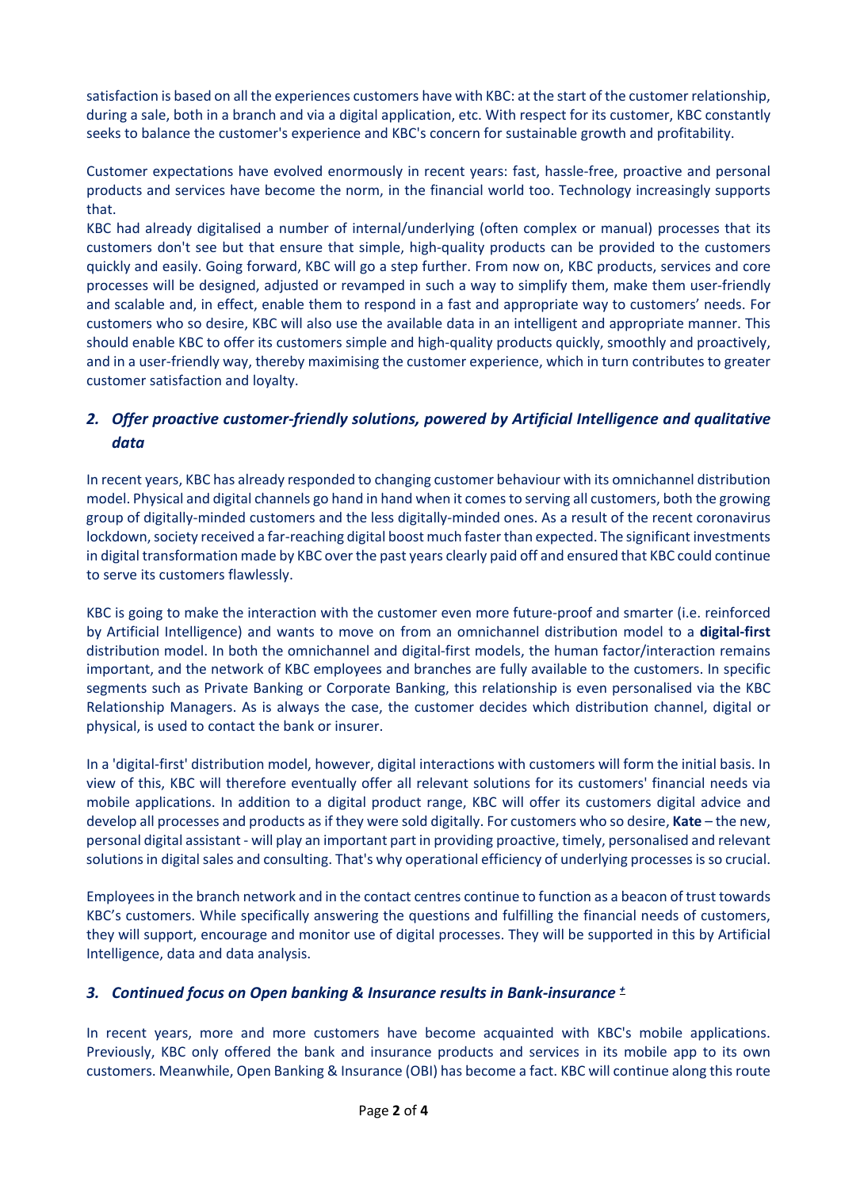satisfaction is based on all the experiences customers have with KBC: at the start of the customer relationship, during a sale, both in a branch and via a digital application, etc. With respect for its customer, KBC constantly seeks to balance the customer's experience and KBC's concern for sustainable growth and profitability.

Customer expectations have evolved enormously in recent years: fast, hassle-free, proactive and personal products and services have become the norm, in the financial world too. Technology increasingly supports that.
KBC had already digitalised a number of internal/underlying (often complex or manual) processes that its customers don't see but that ensure that simple, high-quality products can be provided to the customers quickly and easily. Going forward, KBC will go a step further. From now on, KBC products, services and core processes will be designed, adjusted or revamped in such a way to simplify them, make them user-friendly and scalable and, in effect, enable them to respond in a fast and appropriate way to customers' needs. For customers who so desire, KBC will also use the available data in an intelligent and appropriate manner. This should enable KBC to offer its customers simple and high-quality products quickly, smoothly and proactively, and in a user-friendly way, thereby maximising the customer experience, which in turn contributes to greater customer satisfaction and loyalty.

### *2. Offer proactive customer-friendly solutions, powered by Artificial Intelligence and qualitative data*

In recent years, KBC has already responded to changing customer behaviour with its omnichannel distribution model. Physical and digital channels go hand in hand when it comes to serving all customers, both the growing group of digitally-minded customers and the less digitally-minded ones. As a result of the recent coronavirus lockdown, society received a far-reaching digital boost much faster than expected. The significant investments in digital transformation made by KBC over the past years clearly paid off and ensured that KBC could continue to serve its customers flawlessly.

KBC is going to make the interaction with the customer even more future-proof and smarter (i.e. reinforced by Artificial Intelligence) and wants to move on from an omnichannel distribution model to a **digital-first** distribution model. In both the omnichannel and digital-first models, the human factor/interaction remains important, and the network of KBC employees and branches are fully available to the customers. In specific segments such as Private Banking or Corporate Banking, this relationship is even personalised via the KBC Relationship Managers. As is always the case, the customer decides which distribution channel, digital or physical, is used to contact the bank or insurer.

In a 'digital-first' distribution model, however, digital interactions with customers will form the initial basis. In view of this, KBC will therefore eventually offer all relevant solutions for its customers' financial needs via mobile applications. In addition to a digital product range, KBC will offer its customers digital advice and develop all processes and products as if they were sold digitally. For customers who so desire, **Kate** – the new, personal digital assistant - will play an important part in providing proactive, timely, personalised and relevant solutions in digital sales and consulting. That's why operational efficiency of underlying processes is so crucial.

Employees in the branch network and in the contact centres continue to function as a beacon of trust towards KBC's customers. While specifically answering the questions and fulfilling the financial needs of customers, they will support, encourage and monitor use of digital processes. They will be supported in this by Artificial Intelligence, data and data analysis.

### *3. Continued focus on Open banking & Insurance results in Bank-insurance ±*

In recent years, more and more customers have become acquainted with KBC's mobile applications. Previously, KBC only offered the bank and insurance products and services in its mobile app to its own customers. Meanwhile, Open Banking & Insurance (OBI) has become a fact. KBC will continue along this route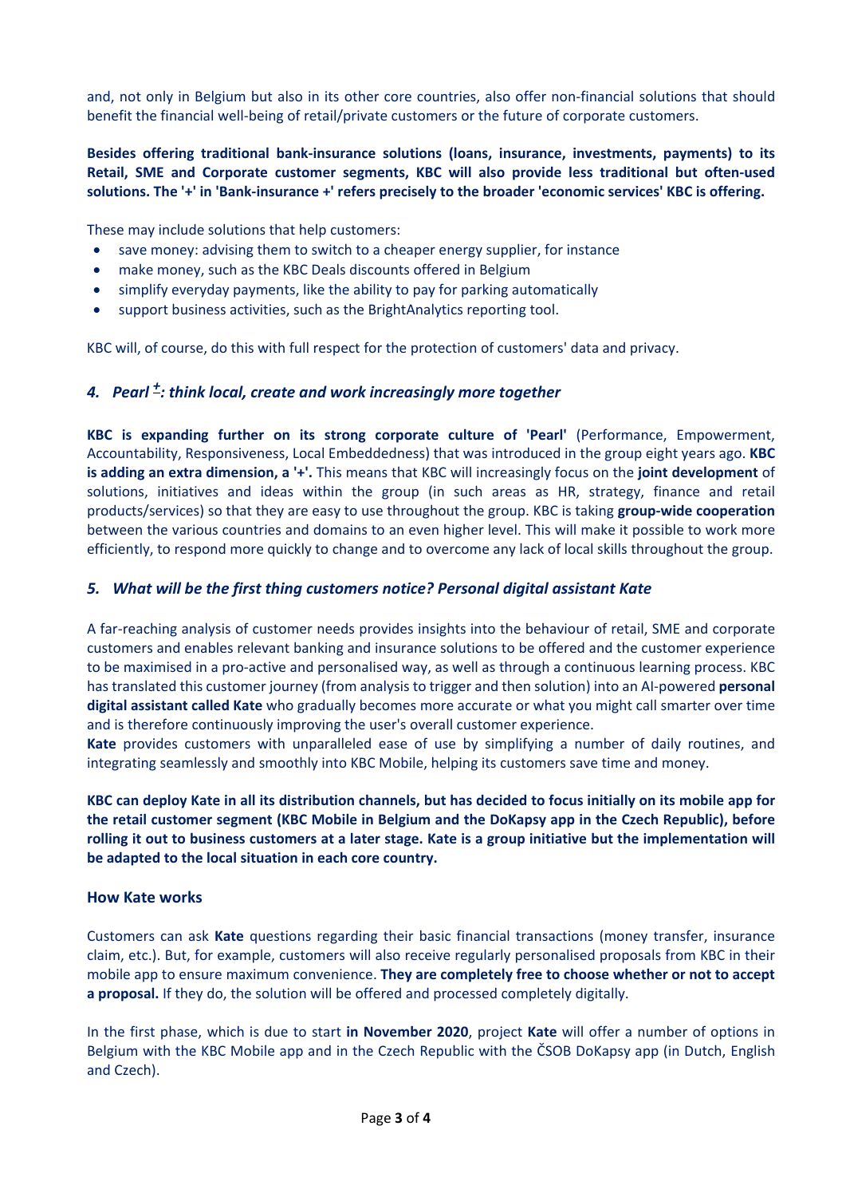and, not only in Belgium but also in its other core countries, also offer non-financial solutions that should benefit the financial well-being of retail/private customers or the future of corporate customers.

**Besides offering traditional bank-insurance solutions (loans, insurance, investments, payments) to its Retail, SME and Corporate customer segments, KBC will also provide less traditional but often-used solutions. The '+' in 'Bank-insurance +' refers precisely to the broader 'economic services' KBC is offering.**

These may include solutions that help customers:

- save money: advising them to switch to a cheaper energy supplier, for instance
- make money, such as the KBC Deals discounts offered in Belgium
- simplify everyday payments, like the ability to pay for parking automatically
- support business activities, such as the BrightAnalytics reporting tool.

KBC will, of course, do this with full respect for the protection of customers' data and privacy.

### *4. Pearl ±: think local, create and work increasingly more together*

**KBC is expanding further on its strong corporate culture of 'Pearl'** (Performance, Empowerment, Accountability, Responsiveness, Local Embeddedness) that was introduced in the group eight years ago. **KBC is adding an extra dimension, a '+'.** This means that KBC will increasingly focus on the **joint development** of solutions, initiatives and ideas within the group (in such areas as HR, strategy, finance and retail products/services) so that they are easy to use throughout the group. KBC is taking **group-wide cooperation** between the various countries and domains to an even higher level. This will make it possible to work more efficiently, to respond more quickly to change and to overcome any lack of local skills throughout the group.

### *5. What will be the first thing customers notice? Personal digital assistant Kate*

A far-reaching analysis of customer needs provides insights into the behaviour of retail, SME and corporate customers and enables relevant banking and insurance solutions to be offered and the customer experience to be maximised in a pro-active and personalised way, as well as through a continuous learning process. KBC has translated this customer journey (from analysis to trigger and then solution) into an AI-powered **personal digital assistant called Kate** who gradually becomes more accurate or what you might call smarter over time and is therefore continuously improving the user's overall customer experience.
**Kate** provides customers with unparalleled ease of use by simplifying a number of daily routines, and integrating seamlessly and smoothly into KBC Mobile, helping its customers save time and money.

**KBC can deploy Kate in all its distribution channels, but has decided to focus initially on its mobile app for the retail customer segment (KBC Mobile in Belgium and the DoKapsy app in the Czech Republic), before rolling it out to business customers at a later stage. Kate is a group initiative but the implementation will be adapted to the local situation in each core country.**

#### How Kate works

Customers can ask **Kate** questions regarding their basic financial transactions (money transfer, insurance claim, etc.). But, for example, customers will also receive regularly personalised proposals from KBC in their mobile app to ensure maximum convenience. **They are completely free to choose whether or not to accept a proposal.** If they do, the solution will be offered and processed completely digitally.

In the first phase, which is due to start **in November 2020**, project **Kate** will offer a number of options in Belgium with the KBC Mobile app and in the Czech Republic with the ČSOB DoKapsy app (in Dutch, English and Czech).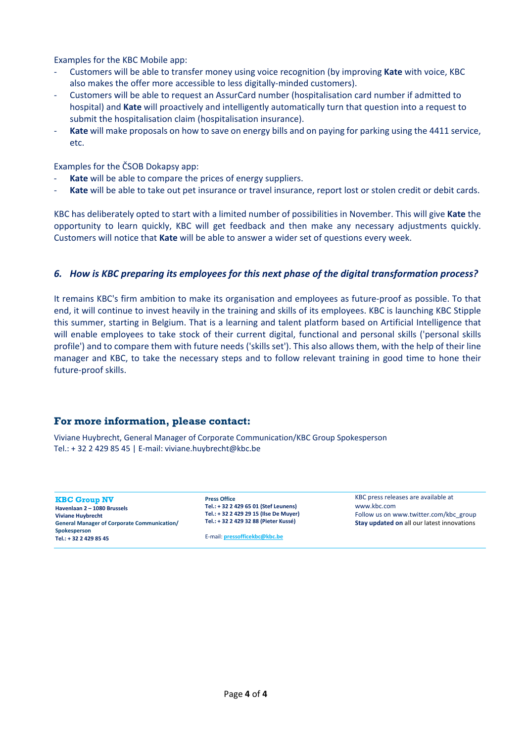Examples for the KBC Mobile app:

- Customers will be able to transfer money using voice recognition (by improving **Kate** with voice, KBC also makes the offer more accessible to less digitally-minded customers).
- Customers will be able to request an AssurCard number (hospitalisation card number if admitted to hospital) and **Kate** will proactively and intelligently automatically turn that question into a request to submit the hospitalisation claim (hospitalisation insurance).
- **Kate** will make proposals on how to save on energy bills and on paying for parking using the 4411 service, etc.

Examples for the ČSOB Dokapsy app:

- **Kate** will be able to compare the prices of energy suppliers.
- **Kate** will be able to take out pet insurance or travel insurance, report lost or stolen credit or debit cards.

KBC has deliberately opted to start with a limited number of possibilities in November. This will give **Kate** the opportunity to learn quickly, KBC will get feedback and then make any necessary adjustments quickly. Customers will notice that **Kate** will be able to answer a wider set of questions every week.

### *6. How is KBC preparing its employees for this next phase of the digital transformation process?*

It remains KBC's firm ambition to make its organisation and employees as future-proof as possible. To that end, it will continue to invest heavily in the training and skills of its employees. KBC is launching KBC Stipple this summer, starting in Belgium. That is a learning and talent platform based on Artificial Intelligence that will enable employees to take stock of their current digital, functional and personal skills ('personal skills profile') and to compare them with future needs ('skills set'). This also allows them, with the help of their line manager and KBC, to take the necessary steps and to follow relevant training in good time to hone their future-proof skills.

## For more information, please contact:

Viviane Huybrecht, General Manager of Corporate Communication/KBC Group Spokesperson
Tel.: + 32 2 429 85 45 | E-mail: viviane.huybrecht@kbc.be

**KBC Group NV**
**Havenlaan 2 – 1080 Brussels**
**Viviane Huybrecht**
**General Manager of Corporate Communication/ Spokesperson**
**Tel.: + 32 2 429 85 45**

**Press Office**
**Tel.: + 32 2 429 65 01 (Stef Leunens)**
**Tel.: + 32 2 429 29 15 (Ilse De Muyer)**
**Tel.: + 32 2 429 32 88 (Pieter Kussé)**

E-mail: pressofficekbc@kbc.be

KBC press releases are available at www.kbc.com
Follow us on www.twitter.com/kbc_group
**Stay updated on** all our latest innovations